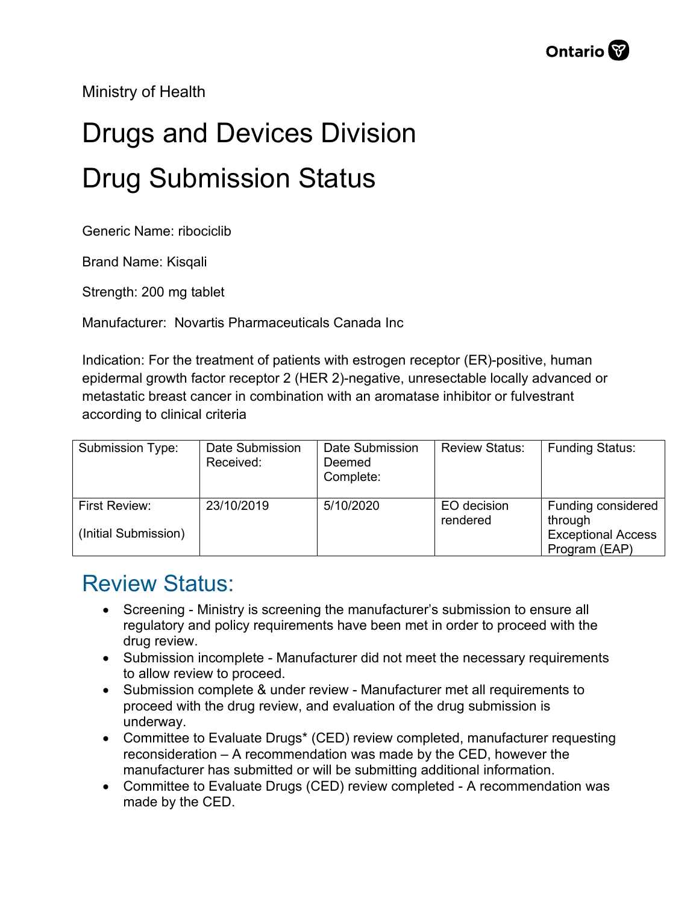Ministry of Health

# Drugs and Devices Division

# Drug Submission Status

Generic Name: ribociclib

Brand Name: Kisqali

Strength: 200 mg tablet

Manufacturer: Novartis Pharmaceuticals Canada Inc

Indication: For the treatment of patients with estrogen receptor (ER)-positive, human epidermal growth factor receptor 2 (HER 2)-negative, unresectable locally advanced or metastatic breast cancer in combination with an aromatase inhibitor or fulvestrant according to clinical criteria

| Submission Type: | Date Submission Received: | Date Submission Deemed Complete: | Review Status: | Funding Status: |
|---|---|---|---|---|
| First Review: (Initial Submission) | 23/10/2019 | 5/10/2020 | EO decision rendered | Funding considered through Exceptional Access Program (EAP) |

## Review Status:

- Screening - Ministry is screening the manufacturer's submission to ensure all regulatory and policy requirements have been met in order to proceed with the drug review.
- Submission incomplete - Manufacturer did not meet the necessary requirements to allow review to proceed.
- Submission complete & under review - Manufacturer met all requirements to proceed with the drug review, and evaluation of the drug submission is underway.
- Committee to Evaluate Drugs* (CED) review completed, manufacturer requesting reconsideration – A recommendation was made by the CED, however the manufacturer has submitted or will be submitting additional information.
- Committee to Evaluate Drugs (CED) review completed - A recommendation was made by the CED.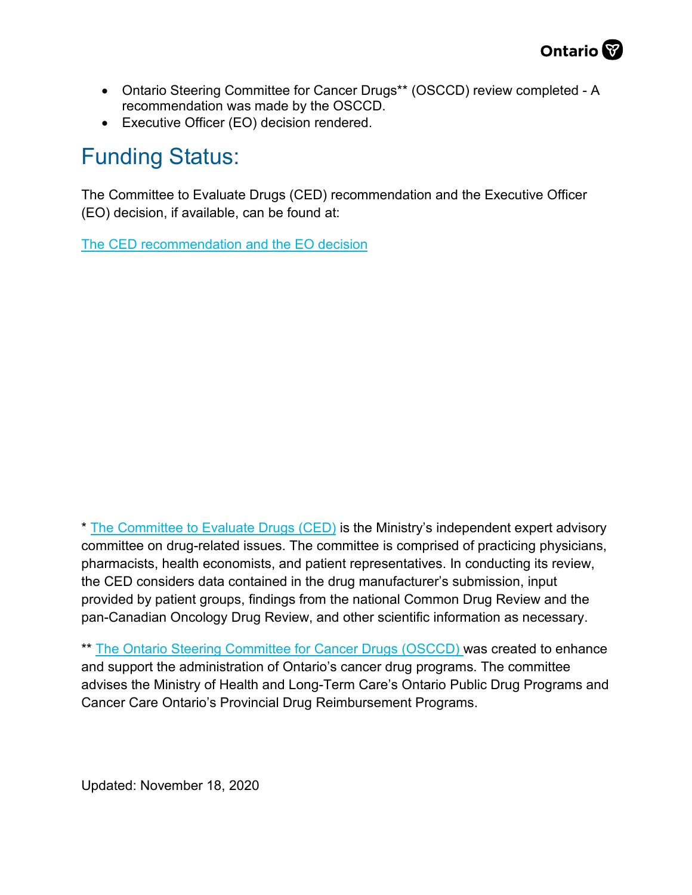- Ontario Steering Committee for Cancer Drugs** (OSCCD) review completed - A recommendation was made by the OSCCD.
- Executive Officer (EO) decision rendered.

## Funding Status:

The Committee to Evaluate Drugs (CED) recommendation and the Executive Officer (EO) decision, if available, can be found at:

The CED recommendation and the EO decision

* The Committee to Evaluate Drugs (CED) is the Ministry's independent expert advisory committee on drug-related issues. The committee is comprised of practicing physicians, pharmacists, health economists, and patient representatives. In conducting its review, the CED considers data contained in the drug manufacturer's submission, input provided by patient groups, findings from the national Common Drug Review and the pan-Canadian Oncology Drug Review, and other scientific information as necessary.

** The Ontario Steering Committee for Cancer Drugs (OSCCD) was created to enhance and support the administration of Ontario's cancer drug programs. The committee advises the Ministry of Health and Long-Term Care's Ontario Public Drug Programs and Cancer Care Ontario's Provincial Drug Reimbursement Programs.

Updated: November 18, 2020